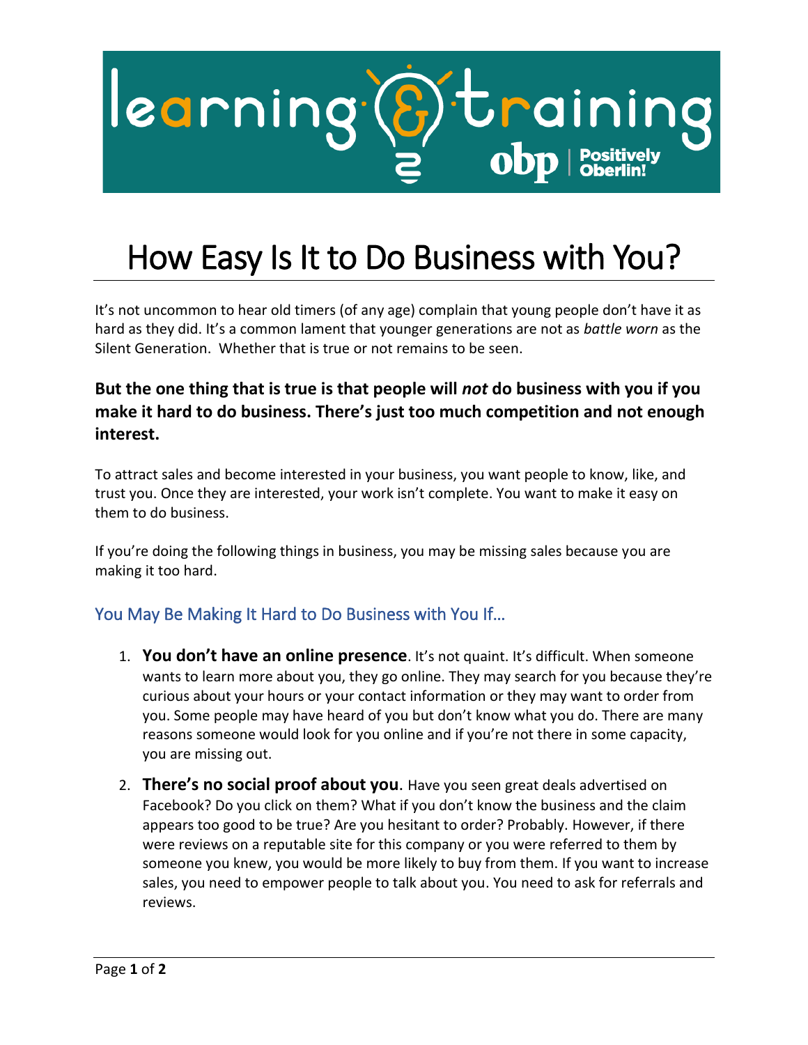# How Easy Is It to Do Business with You?

It's not uncommon to hear old timers (of any age) complain that young people don't have it as hard as they did. It's a common lament that younger generations are not as *battle worn* as the Silent Generation. Whether that is true or not remains to be seen.

**But the one thing that is true is that people will *not* do business with you if you make it hard to do business. There's just too much competition and not enough interest.**

To attract sales and become interested in your business, you want people to know, like, and trust you. Once they are interested, your work isn't complete. You want to make it easy on them to do business.

If you're doing the following things in business, you may be missing sales because you are making it too hard.

## You May Be Making It Hard to Do Business with You If…

1. **You don't have an online presence**. It's not quaint. It's difficult. When someone wants to learn more about you, they go online. They may search for you because they're curious about your hours or your contact information or they may want to order from you. Some people may have heard of you but don't know what you do. There are many reasons someone would look for you online and if you're not there in some capacity, you are missing out.
2. **There's no social proof about you**. Have you seen great deals advertised on Facebook? Do you click on them? What if you don't know the business and the claim appears too good to be true? Are you hesitant to order? Probably. However, if there were reviews on a reputable site for this company or you were referred to them by someone you knew, you would be more likely to buy from them. If you want to increase sales, you need to empower people to talk about you. You need to ask for referrals and reviews.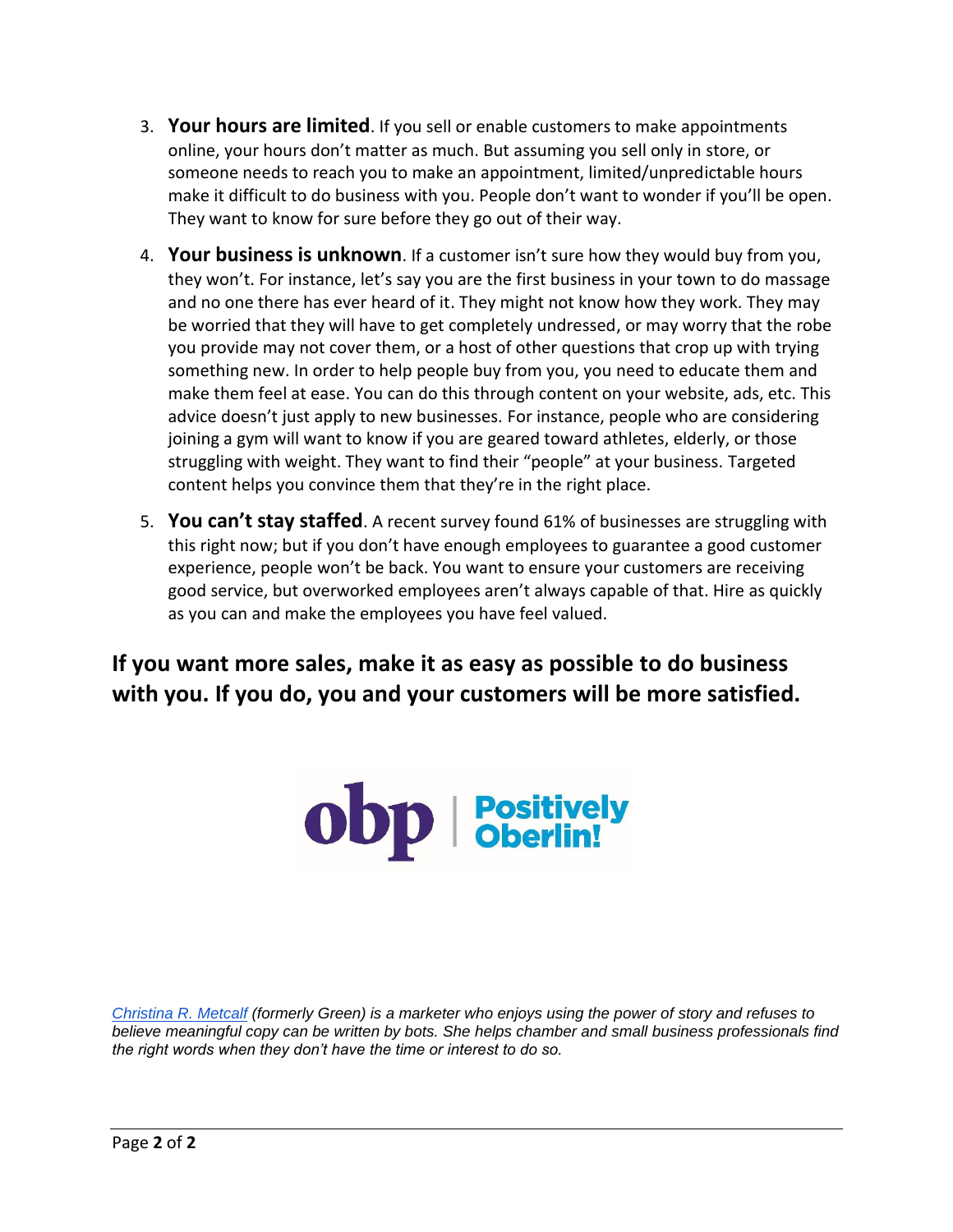3. **Your hours are limited**. If you sell or enable customers to make appointments online, your hours don't matter as much. But assuming you sell only in store, or someone needs to reach you to make an appointment, limited/unpredictable hours make it difficult to do business with you. People don't want to wonder if you'll be open. They want to know for sure before they go out of their way.
4. **Your business is unknown**. If a customer isn't sure how they would buy from you, they won't. For instance, let's say you are the first business in your town to do massage and no one there has ever heard of it. They might not know how they work. They may be worried that they will have to get completely undressed, or may worry that the robe you provide may not cover them, or a host of other questions that crop up with trying something new. In order to help people buy from you, you need to educate them and make them feel at ease. You can do this through content on your website, ads, etc. This advice doesn't just apply to new businesses. For instance, people who are considering joining a gym will want to know if you are geared toward athletes, elderly, or those struggling with weight. They want to find their "people" at your business. Targeted content helps you convince them that they're in the right place.
5. **You can't stay staffed**. A recent survey found 61% of businesses are struggling with this right now; but if you don't have enough employees to guarantee a good customer experience, people won't be back. You want to ensure your customers are receiving good service, but overworked employees aren't always capable of that. Hire as quickly as you can and make the employees you have feel valued.

## If you want more sales, make it as easy as possible to do business with you. If you do, you and your customers will be more satisfied.

obp | Positively Oberlin!

*Christina R. Metcalf (formerly Green) is a marketer who enjoys using the power of story and refuses to believe meaningful copy can be written by bots. She helps chamber and small business professionals find the right words when they don't have the time or interest to do so.*